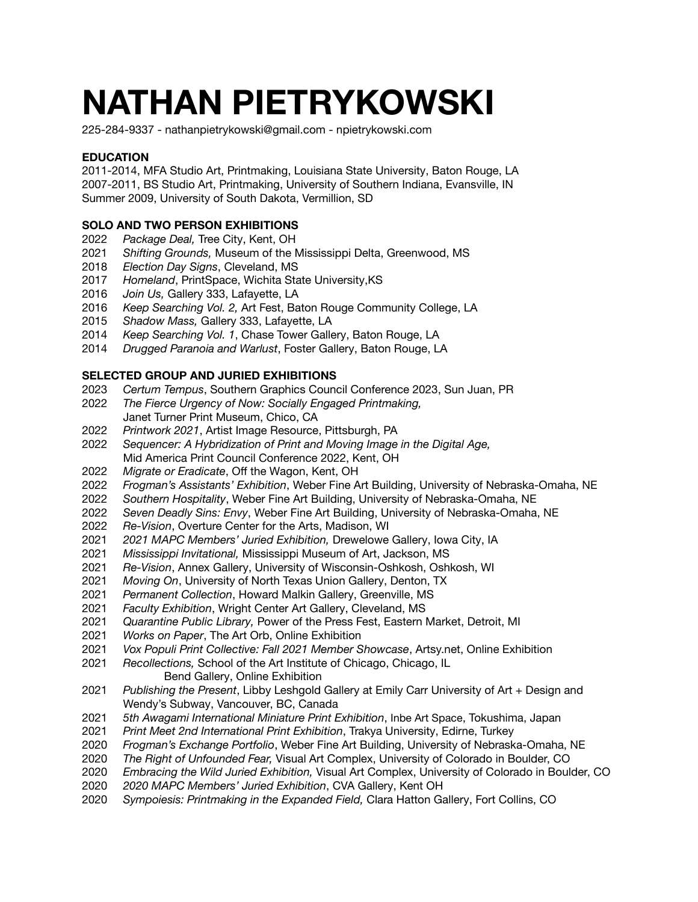# NATHAN PIETRYKOWSKI

225-284-9337 - nathanpietrykowski@gmail.com - npietrykowski.com

**EDUCATION**

2011-2014, MFA Studio Art, Printmaking, Louisiana State University, Baton Rouge, LA
2007-2011, BS Studio Art, Printmaking, University of Southern Indiana, Evansville, IN
Summer 2009, University of South Dakota, Vermillion, SD

**SOLO AND TWO PERSON EXHIBITIONS**

2022 *Package Deal,* Tree City, Kent, OH
2021 *Shifting Grounds,* Museum of the Mississippi Delta, Greenwood, MS
2018 *Election Day Signs*, Cleveland, MS
2017 *Homeland*, PrintSpace, Wichita State University,KS
2016 *Join Us,* Gallery 333, Lafayette, LA
2016 *Keep Searching Vol. 2,* Art Fest, Baton Rouge Community College, LA
2015 *Shadow Mass,* Gallery 333, Lafayette, LA
2014 *Keep Searching Vol. 1*, Chase Tower Gallery, Baton Rouge, LA
2014 *Drugged Paranoia and Warlust*, Foster Gallery, Baton Rouge, LA

**SELECTED GROUP AND JURIED EXHIBITIONS**

2023 *Certum Tempus*, Southern Graphics Council Conference 2023, Sun Juan, PR
2022 *The Fierce Urgency of Now: Socially Engaged Printmaking,* Janet Turner Print Museum, Chico, CA
2022 *Printwork 2021*, Artist Image Resource, Pittsburgh, PA
2022 *Sequencer: A Hybridization of Print and Moving Image in the Digital Age,* Mid America Print Council Conference 2022, Kent, OH
2022 *Migrate or Eradicate*, Off the Wagon, Kent, OH
2022 *Frogman's Assistants' Exhibition*, Weber Fine Art Building, University of Nebraska-Omaha, NE
2022 *Southern Hospitality*, Weber Fine Art Building, University of Nebraska-Omaha, NE
2022 *Seven Deadly Sins: Envy*, Weber Fine Art Building, University of Nebraska-Omaha, NE
2022 *Re-Vision*, Overture Center for the Arts, Madison, WI
2021 *2021 MAPC Members' Juried Exhibition,* Drewelowe Gallery, Iowa City, IA
2021 *Mississippi Invitational,* Mississippi Museum of Art, Jackson, MS
2021 *Re-Vision*, Annex Gallery, University of Wisconsin-Oshkosh, Oshkosh, WI
2021 *Moving On*, University of North Texas Union Gallery, Denton, TX
2021 *Permanent Collection*, Howard Malkin Gallery, Greenville, MS
2021 *Faculty Exhibition*, Wright Center Art Gallery, Cleveland, MS
2021 *Quarantine Public Library,* Power of the Press Fest, Eastern Market, Detroit, MI
2021 *Works on Paper*, The Art Orb, Online Exhibition
2021 *Vox Populi Print Collective: Fall 2021 Member Showcase*, Artsy.net, Online Exhibition
2021 *Recollections,* School of the Art Institute of Chicago, Chicago, IL
Bend Gallery, Online Exhibition
2021 *Publishing the Present*, Libby Leshgold Gallery at Emily Carr University of Art + Design and Wendy's Subway, Vancouver, BC, Canada
2021 *5th Awagami International Miniature Print Exhibition*, Inbe Art Space, Tokushima, Japan
2021 *Print Meet 2nd International Print Exhibition*, Trakya University, Edirne, Turkey
2020 *Frogman's Exchange Portfolio*, Weber Fine Art Building, University of Nebraska-Omaha, NE
2020 *The Right of Unfounded Fear,* Visual Art Complex, University of Colorado in Boulder, CO
2020 *Embracing the Wild Juried Exhibition,* Visual Art Complex, University of Colorado in Boulder, CO
2020 *2020 MAPC Members' Juried Exhibition*, CVA Gallery, Kent OH
2020 *Sympoiesis: Printmaking in the Expanded Field,* Clara Hatton Gallery, Fort Collins, CO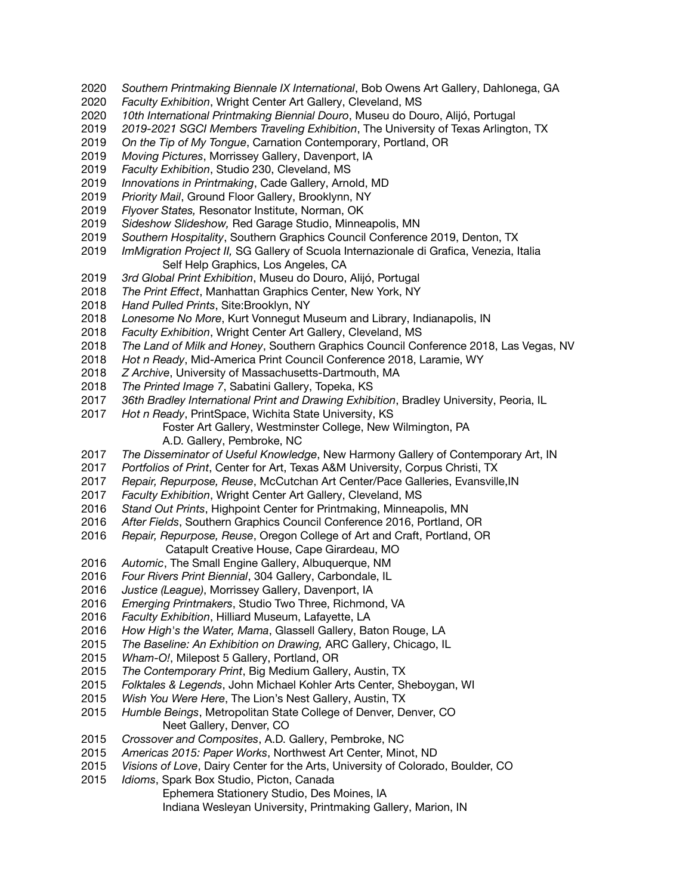2020 *Southern Printmaking Biennale IX International*, Bob Owens Art Gallery, Dahlonega, GA
2020 *Faculty Exhibition*, Wright Center Art Gallery, Cleveland, MS
2020 *10th International Printmaking Biennial Douro*, Museu do Douro, Alijó, Portugal
2019 *2019-2021 SGCI Members Traveling Exhibition*, The University of Texas Arlington, TX
2019 *On the Tip of My Tongue*, Carnation Contemporary, Portland, OR
2019 *Moving Pictures*, Morrissey Gallery, Davenport, IA
2019 *Faculty Exhibition*, Studio 230, Cleveland, MS
2019 *Innovations in Printmaking*, Cade Gallery, Arnold, MD
2019 *Priority Mail*, Ground Floor Gallery, Brooklynn, NY
2019 *Flyover States,* Resonator Institute, Norman, OK
2019 *Sideshow Slideshow,* Red Garage Studio, Minneapolis, MN
2019 *Southern Hospitality*, Southern Graphics Council Conference 2019, Denton, TX
2019 *ImMigration Project II,* SG Gallery of Scuola Internazionale di Grafica, Venezia, Italia
Self Help Graphics, Los Angeles, CA
2019 *3rd Global Print Exhibition*, Museu do Douro, Alijó, Portugal
2018 *The Print Effect*, Manhattan Graphics Center, New York, NY
2018 *Hand Pulled Prints*, Site:Brooklyn, NY
2018 *Lonesome No More*, Kurt Vonnegut Museum and Library, Indianapolis, IN
2018 *Faculty Exhibition*, Wright Center Art Gallery, Cleveland, MS
2018 *The Land of Milk and Honey*, Southern Graphics Council Conference 2018, Las Vegas, NV
2018 *Hot n Ready*, Mid-America Print Council Conference 2018, Laramie, WY
2018 *Z Archive*, University of Massachusetts-Dartmouth, MA
2018 *The Printed Image 7*, Sabatini Gallery, Topeka, KS
2017 *36th Bradley International Print and Drawing Exhibition*, Bradley University, Peoria, IL
2017 *Hot n Ready*, PrintSpace, Wichita State University, KS
Foster Art Gallery, Westminster College, New Wilmington, PA
A.D. Gallery, Pembroke, NC
2017 *The Disseminator of Useful Knowledge*, New Harmony Gallery of Contemporary Art, IN
2017 *Portfolios of Print*, Center for Art, Texas A&M University, Corpus Christi, TX
2017 *Repair, Repurpose, Reuse*, McCutchan Art Center/Pace Galleries, Evansville,IN
2017 *Faculty Exhibition*, Wright Center Art Gallery, Cleveland, MS
2016 *Stand Out Prints*, Highpoint Center for Printmaking, Minneapolis, MN
2016 *After Fields*, Southern Graphics Council Conference 2016, Portland, OR
2016 *Repair, Repurpose, Reuse*, Oregon College of Art and Craft, Portland, OR
Catapult Creative House, Cape Girardeau, MO
2016 *Automic*, The Small Engine Gallery, Albuquerque, NM
2016 *Four Rivers Print Biennial*, 304 Gallery, Carbondale, IL
2016 *Justice (League)*, Morrissey Gallery, Davenport, IA
2016 *Emerging Printmakers*, Studio Two Three, Richmond, VA
2016 *Faculty Exhibition*, Hilliard Museum, Lafayette, LA
2016 *How High's the Water, Mama*, Glassell Gallery, Baton Rouge, LA
2015 *The Baseline: An Exhibition on Drawing,* ARC Gallery, Chicago, IL
2015 *Wham-O!*, Milepost 5 Gallery, Portland, OR
2015 *The Contemporary Print*, Big Medium Gallery, Austin, TX
2015 *Folktales & Legends*, John Michael Kohler Arts Center, Sheboygan, WI
2015 *Wish You Were Here*, The Lion's Nest Gallery, Austin, TX
2015 *Humble Beings*, Metropolitan State College of Denver, Denver, CO
Neet Gallery, Denver, CO
2015 *Crossover and Composites*, A.D. Gallery, Pembroke, NC
2015 *Americas 2015: Paper Works*, Northwest Art Center, Minot, ND
2015 *Visions of Love*, Dairy Center for the Arts, University of Colorado, Boulder, CO
2015 *Idioms*, Spark Box Studio, Picton, Canada
Ephemera Stationery Studio, Des Moines, IA
Indiana Wesleyan University, Printmaking Gallery, Marion, IN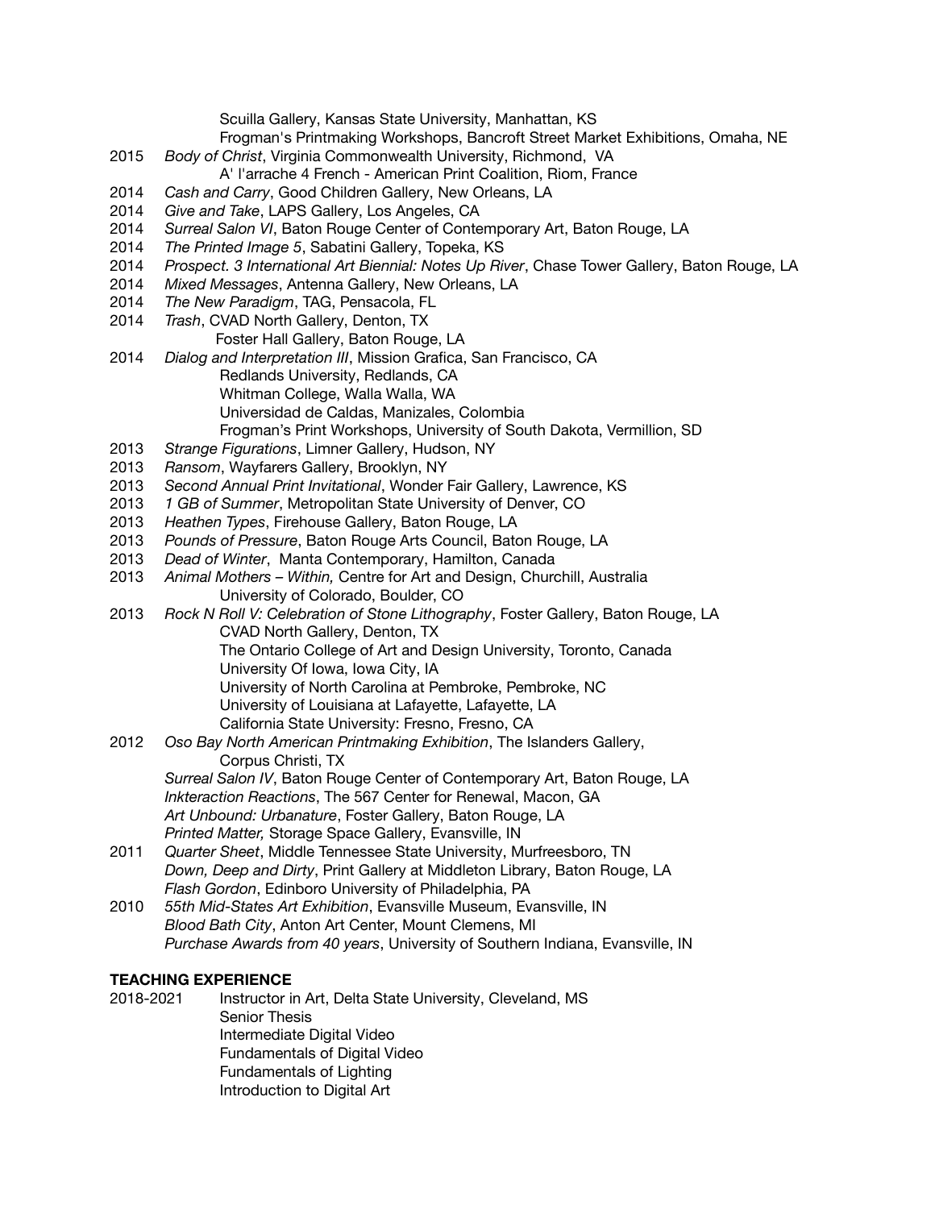Scuilla Gallery, Kansas State University, Manhattan, KS
Frogman's Printmaking Workshops, Bancroft Street Market Exhibitions, Omaha, NE

2015 *Body of Christ*, Virginia Commonwealth University, Richmond, VA
A' l'arrache 4 French - American Print Coalition, Riom, France

2014 *Cash and Carry*, Good Children Gallery, New Orleans, LA

2014 *Give and Take*, LAPS Gallery, Los Angeles, CA

2014 *Surreal Salon VI*, Baton Rouge Center of Contemporary Art, Baton Rouge, LA

2014 *The Printed Image 5*, Sabatini Gallery, Topeka, KS

2014 *Prospect. 3 International Art Biennial: Notes Up River*, Chase Tower Gallery, Baton Rouge, LA

2014 *Mixed Messages*, Antenna Gallery, New Orleans, LA

2014 *The New Paradigm*, TAG, Pensacola, FL

2014 *Trash*, CVAD North Gallery, Denton, TX
Foster Hall Gallery, Baton Rouge, LA

2014 *Dialog and Interpretation III*, Mission Grafica, San Francisco, CA
Redlands University, Redlands, CA
Whitman College, Walla Walla, WA
Universidad de Caldas, Manizales, Colombia
Frogman's Print Workshops, University of South Dakota, Vermillion, SD

2013 *Strange Figurations*, Limner Gallery, Hudson, NY

2013 *Ransom*, Wayfarers Gallery, Brooklyn, NY

2013 *Second Annual Print Invitational*, Wonder Fair Gallery, Lawrence, KS

2013 *1 GB of Summer*, Metropolitan State University of Denver, CO

2013 *Heathen Types*, Firehouse Gallery, Baton Rouge, LA

2013 *Pounds of Pressure*, Baton Rouge Arts Council, Baton Rouge, LA

2013 *Dead of Winter*, Manta Contemporary, Hamilton, Canada

2013 *Animal Mothers – Within,* Centre for Art and Design, Churchill, Australia
University of Colorado, Boulder, CO

2013 *Rock N Roll V: Celebration of Stone Lithography*, Foster Gallery, Baton Rouge, LA
CVAD North Gallery, Denton, TX
The Ontario College of Art and Design University, Toronto, Canada
University Of Iowa, Iowa City, IA
University of North Carolina at Pembroke, Pembroke, NC
University of Louisiana at Lafayette, Lafayette, LA
California State University: Fresno, Fresno, CA

2012 *Oso Bay North American Printmaking Exhibition*, The Islanders Gallery, Corpus Christi, TX
*Surreal Salon IV*, Baton Rouge Center of Contemporary Art, Baton Rouge, LA
*Inkteraction Reactions*, The 567 Center for Renewal, Macon, GA
*Art Unbound: Urbanature*, Foster Gallery, Baton Rouge, LA
*Printed Matter,* Storage Space Gallery, Evansville, IN

2011 *Quarter Sheet*, Middle Tennessee State University, Murfreesboro, TN
*Down, Deep and Dirty*, Print Gallery at Middleton Library, Baton Rouge, LA
*Flash Gordon*, Edinboro University of Philadelphia, PA

2010 *55th Mid-States Art Exhibition*, Evansville Museum, Evansville, IN
*Blood Bath City*, Anton Art Center, Mount Clemens, MI
*Purchase Awards from 40 years*, University of Southern Indiana, Evansville, IN

**TEACHING EXPERIENCE**

2018-2021 Instructor in Art, Delta State University, Cleveland, MS
Senior Thesis
Intermediate Digital Video
Fundamentals of Digital Video
Fundamentals of Lighting
Introduction to Digital Art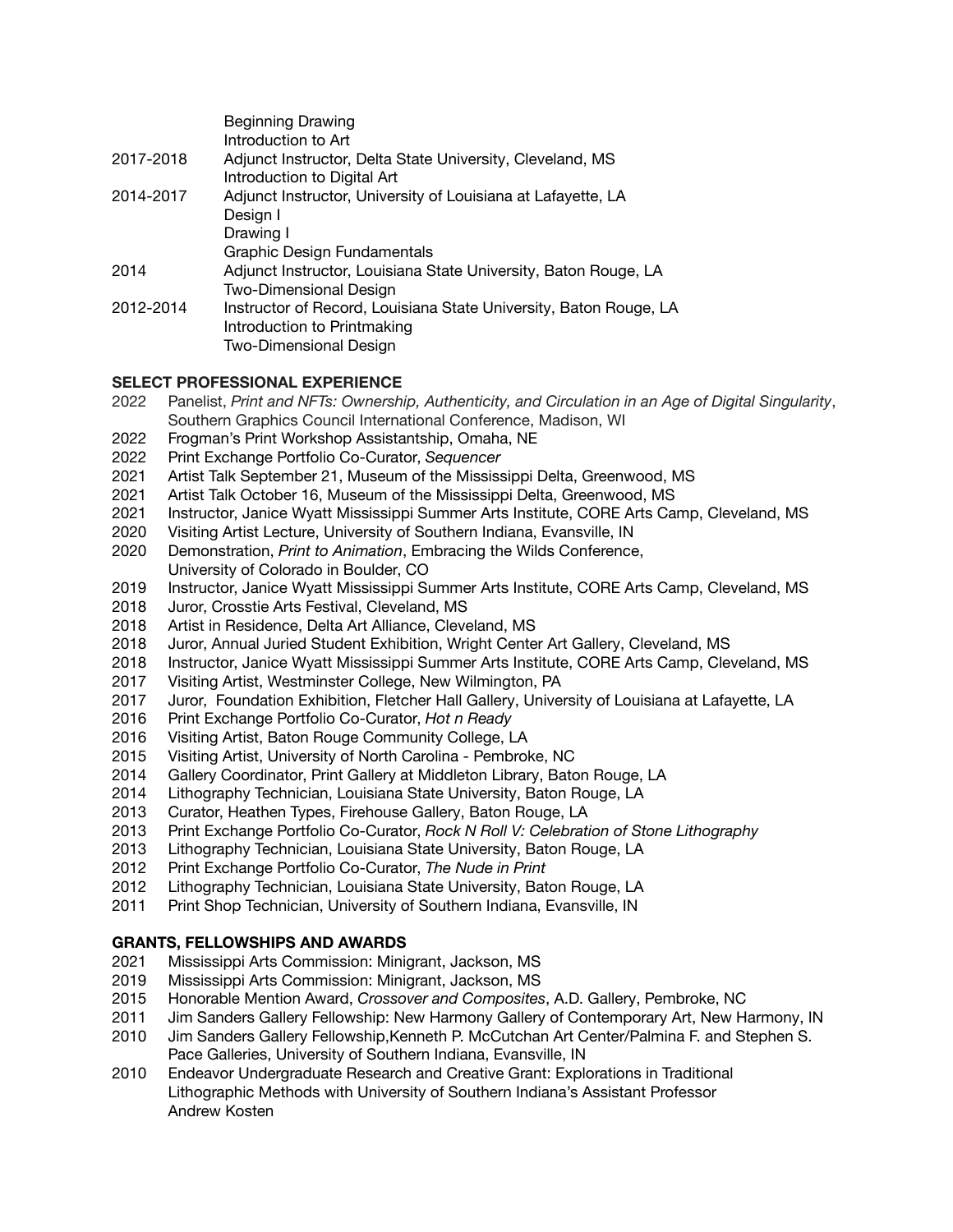Beginning Drawing
Introduction to Art

2017-2018 Adjunct Instructor, Delta State University, Cleveland, MS
Introduction to Digital Art

2014-2017 Adjunct Instructor, University of Louisiana at Lafayette, LA
Design I
Drawing I
Graphic Design Fundamentals

2014 Adjunct Instructor, Louisiana State University, Baton Rouge, LA
Two-Dimensional Design

2012-2014 Instructor of Record, Louisiana State University, Baton Rouge, LA
Introduction to Printmaking
Two-Dimensional Design

**SELECT PROFESSIONAL EXPERIENCE**

2022 Panelist, *Print and NFTs: Ownership, Authenticity, and Circulation in an Age of Digital Singularity*, Southern Graphics Council International Conference, Madison, WI
2022 Frogman's Print Workshop Assistantship, Omaha, NE
2022 Print Exchange Portfolio Co-Curator, *Sequencer*
2021 Artist Talk September 21, Museum of the Mississippi Delta, Greenwood, MS
2021 Artist Talk October 16, Museum of the Mississippi Delta, Greenwood, MS
2021 Instructor, Janice Wyatt Mississippi Summer Arts Institute, CORE Arts Camp, Cleveland, MS
2020 Visiting Artist Lecture, University of Southern Indiana, Evansville, IN
2020 Demonstration, *Print to Animation*, Embracing the Wilds Conference, University of Colorado in Boulder, CO
2019 Instructor, Janice Wyatt Mississippi Summer Arts Institute, CORE Arts Camp, Cleveland, MS
2018 Juror, Crosstie Arts Festival, Cleveland, MS
2018 Artist in Residence, Delta Art Alliance, Cleveland, MS
2018 Juror, Annual Juried Student Exhibition, Wright Center Art Gallery, Cleveland, MS
2018 Instructor, Janice Wyatt Mississippi Summer Arts Institute, CORE Arts Camp, Cleveland, MS
2017 Visiting Artist, Westminster College, New Wilmington, PA
2017 Juror, Foundation Exhibition, Fletcher Hall Gallery, University of Louisiana at Lafayette, LA
2016 Print Exchange Portfolio Co-Curator, *Hot n Ready*
2016 Visiting Artist, Baton Rouge Community College, LA
2015 Visiting Artist, University of North Carolina - Pembroke, NC
2014 Gallery Coordinator, Print Gallery at Middleton Library, Baton Rouge, LA
2014 Lithography Technician, Louisiana State University, Baton Rouge, LA
2013 Curator, Heathen Types, Firehouse Gallery, Baton Rouge, LA
2013 Print Exchange Portfolio Co-Curator, *Rock N Roll V: Celebration of Stone Lithography*
2013 Lithography Technician, Louisiana State University, Baton Rouge, LA
2012 Print Exchange Portfolio Co-Curator, *The Nude in Print*
2012 Lithography Technician, Louisiana State University, Baton Rouge, LA
2011 Print Shop Technician, University of Southern Indiana, Evansville, IN

**GRANTS, FELLOWSHIPS AND AWARDS**

2021 Mississippi Arts Commission: Minigrant, Jackson, MS
2019 Mississippi Arts Commission: Minigrant, Jackson, MS
2015 Honorable Mention Award, *Crossover and Composites*, A.D. Gallery, Pembroke, NC
2011 Jim Sanders Gallery Fellowship: New Harmony Gallery of Contemporary Art, New Harmony, IN
2010 Jim Sanders Gallery Fellowship,Kenneth P. McCutchan Art Center/Palmina F. and Stephen S. Pace Galleries, University of Southern Indiana, Evansville, IN
2010 Endeavor Undergraduate Research and Creative Grant: Explorations in Traditional Lithographic Methods with University of Southern Indiana's Assistant Professor Andrew Kosten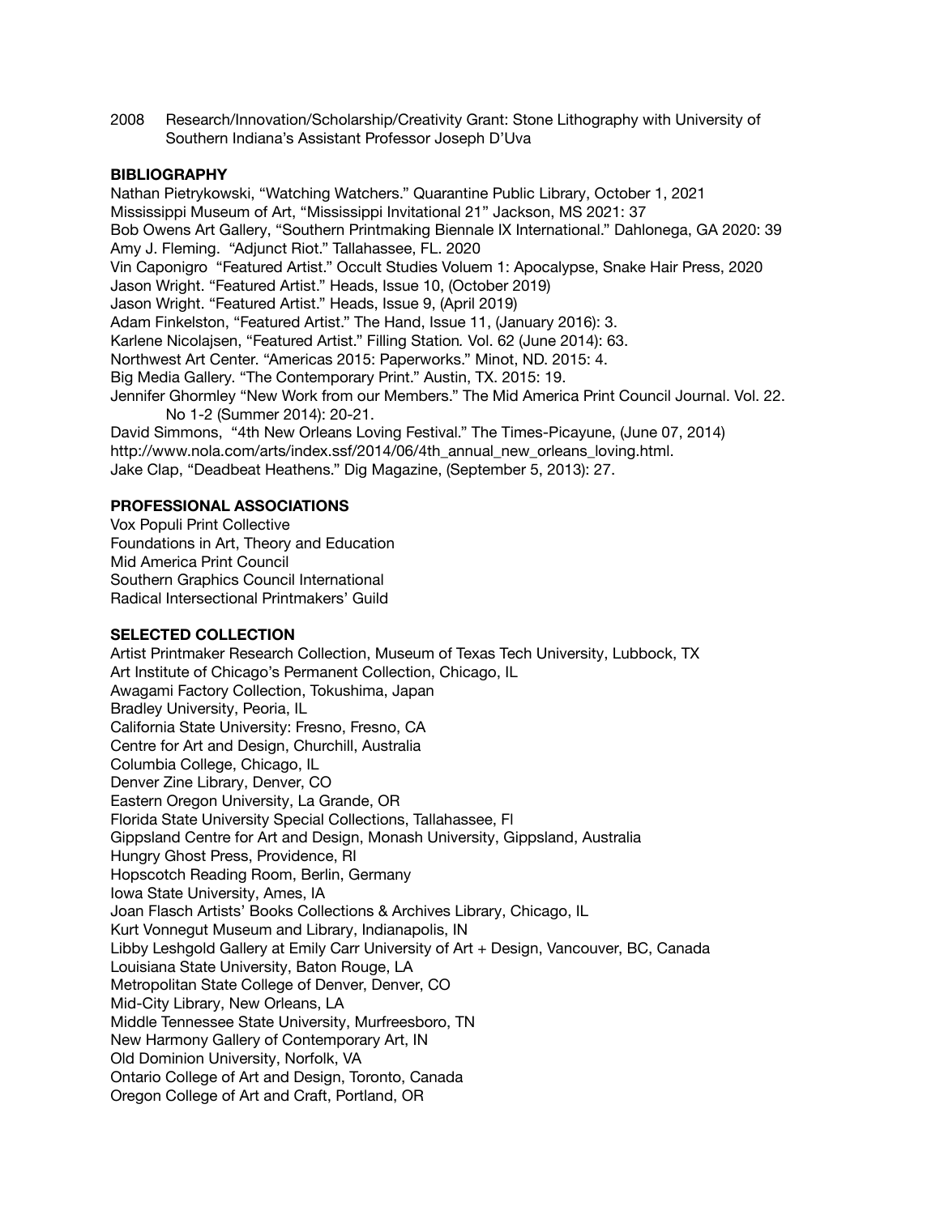2008 Research/Innovation/Scholarship/Creativity Grant: Stone Lithography with University of Southern Indiana's Assistant Professor Joseph D'Uva

**BIBLIOGRAPHY**

Nathan Pietrykowski, "Watching Watchers." Quarantine Public Library, October 1, 2021
Mississippi Museum of Art, "Mississippi Invitational 21" Jackson, MS 2021: 37
Bob Owens Art Gallery, "Southern Printmaking Biennale IX International." Dahlonega, GA 2020: 39
Amy J. Fleming. "Adjunct Riot." Tallahassee, FL. 2020
Vin Caponigro "Featured Artist." Occult Studies Voluem 1: Apocalypse, Snake Hair Press, 2020
Jason Wright. "Featured Artist." Heads, Issue 10, (October 2019)
Jason Wright. "Featured Artist." Heads, Issue 9, (April 2019)
Adam Finkelston, "Featured Artist." The Hand, Issue 11, (January 2016): 3.
Karlene Nicolajsen, "Featured Artist." Filling Station. Vol. 62 (June 2014): 63.
Northwest Art Center. "Americas 2015: Paperworks." Minot, ND. 2015: 4.
Big Media Gallery. "The Contemporary Print." Austin, TX. 2015: 19.
Jennifer Ghormley "New Work from our Members." The Mid America Print Council Journal. Vol. 22. No 1-2 (Summer 2014): 20-21.
David Simmons, "4th New Orleans Loving Festival." The Times-Picayune, (June 07, 2014) http://www.nola.com/arts/index.ssf/2014/06/4th_annual_new_orleans_loving.html.
Jake Clap, "Deadbeat Heathens." Dig Magazine, (September 5, 2013): 27.

**PROFESSIONAL ASSOCIATIONS**

Vox Populi Print Collective
Foundations in Art, Theory and Education
Mid America Print Council
Southern Graphics Council International
Radical Intersectional Printmakers' Guild

**SELECTED COLLECTION**

Artist Printmaker Research Collection, Museum of Texas Tech University, Lubbock, TX
Art Institute of Chicago's Permanent Collection, Chicago, IL
Awagami Factory Collection, Tokushima, Japan
Bradley University, Peoria, IL
California State University: Fresno, Fresno, CA
Centre for Art and Design, Churchill, Australia
Columbia College, Chicago, IL
Denver Zine Library, Denver, CO
Eastern Oregon University, La Grande, OR
Florida State University Special Collections, Tallahassee, Fl
Gippsland Centre for Art and Design, Monash University, Gippsland, Australia
Hungry Ghost Press, Providence, RI
Hopscotch Reading Room, Berlin, Germany
Iowa State University, Ames, IA
Joan Flasch Artists' Books Collections & Archives Library, Chicago, IL
Kurt Vonnegut Museum and Library, Indianapolis, IN
Libby Leshgold Gallery at Emily Carr University of Art + Design, Vancouver, BC, Canada
Louisiana State University, Baton Rouge, LA
Metropolitan State College of Denver, Denver, CO
Mid-City Library, New Orleans, LA
Middle Tennessee State University, Murfreesboro, TN
New Harmony Gallery of Contemporary Art, IN
Old Dominion University, Norfolk, VA
Ontario College of Art and Design, Toronto, Canada
Oregon College of Art and Craft, Portland, OR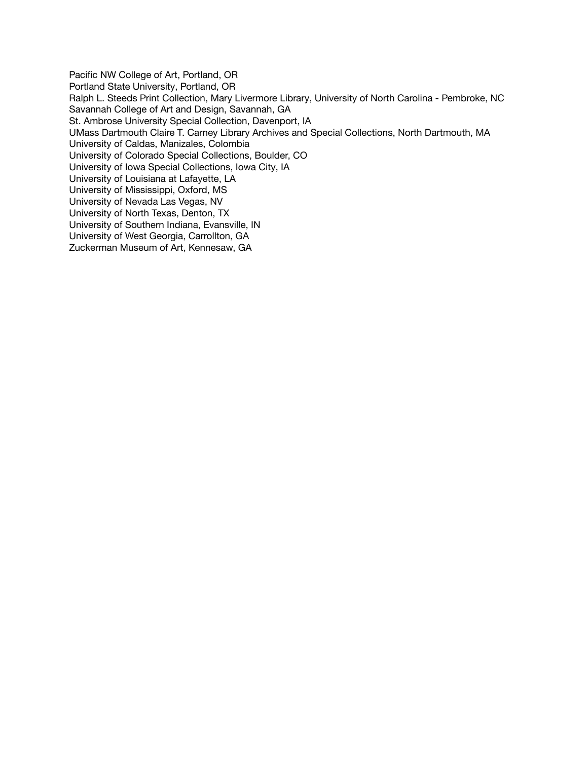Pacific NW College of Art, Portland, OR
Portland State University, Portland, OR
Ralph L. Steeds Print Collection, Mary Livermore Library, University of North Carolina - Pembroke, NC
Savannah College of Art and Design, Savannah, GA
St. Ambrose University Special Collection, Davenport, IA
UMass Dartmouth Claire T. Carney Library Archives and Special Collections, North Dartmouth, MA
University of Caldas, Manizales, Colombia
University of Colorado Special Collections, Boulder, CO
University of Iowa Special Collections, Iowa City, IA
University of Louisiana at Lafayette, LA
University of Mississippi, Oxford, MS
University of Nevada Las Vegas, NV
University of North Texas, Denton, TX
University of Southern Indiana, Evansville, IN
University of West Georgia, Carrollton, GA
Zuckerman Museum of Art, Kennesaw, GA